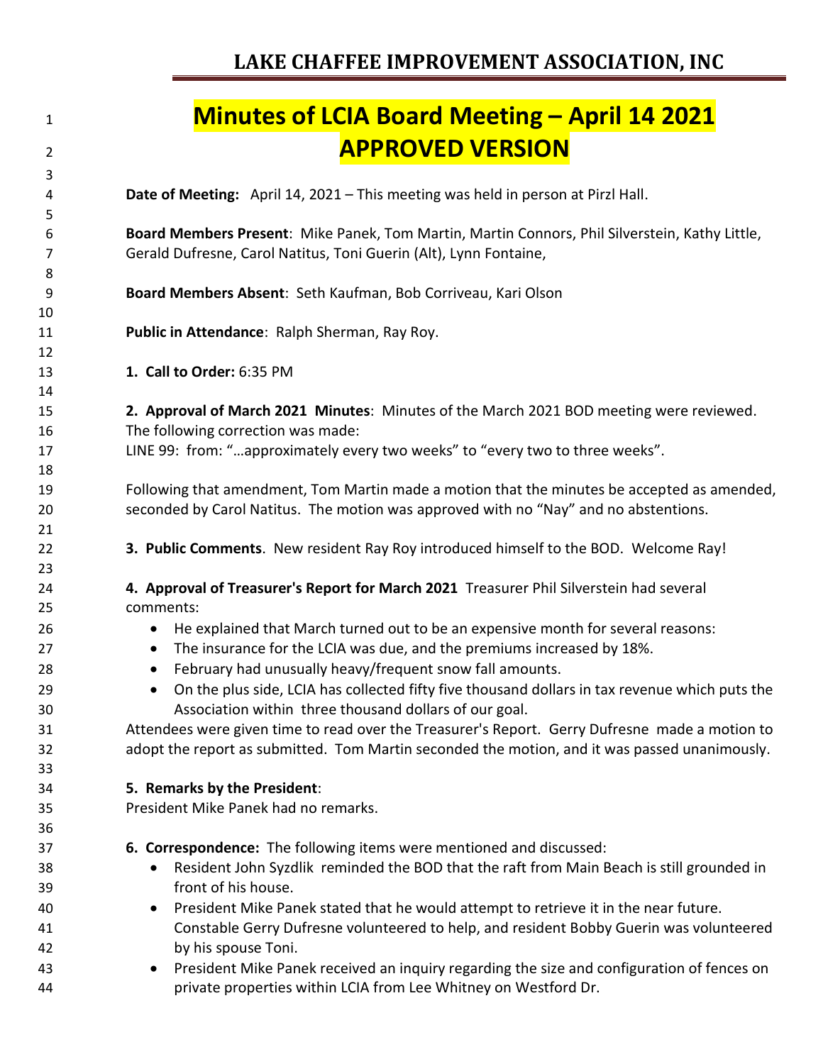# LAKE CHAFFEE IMPROVEMENT ASSOCIATION, INC

## Minutes of LCIA Board Meeting – April 14 2021
## APPROVED VERSION

**Date of Meeting:** April 14, 2021 – This meeting was held in person at Pirzl Hall.

**Board Members Present**: Mike Panek, Tom Martin, Martin Connors, Phil Silverstein, Kathy Little, Gerald Dufresne, Carol Natitus, Toni Guerin (Alt), Lynn Fontaine,

**Board Members Absent**: Seth Kaufman, Bob Corriveau, Kari Olson

**Public in Attendance**: Ralph Sherman, Ray Roy.

**1. Call to Order:** 6:35 PM

**2. Approval of March 2021 Minutes**: Minutes of the March 2021 BOD meeting were reviewed. The following correction was made:
LINE 99: from: "…approximately every two weeks" to "every two to three weeks".

Following that amendment, Tom Martin made a motion that the minutes be accepted as amended, seconded by Carol Natitus. The motion was approved with no "Nay" and no abstentions.

**3. Public Comments**. New resident Ray Roy introduced himself to the BOD. Welcome Ray!

**4. Approval of Treasurer's Report for March 2021** Treasurer Phil Silverstein had several comments:

- He explained that March turned out to be an expensive month for several reasons:
- The insurance for the LCIA was due, and the premiums increased by 18%.
- February had unusually heavy/frequent snow fall amounts.
- On the plus side, LCIA has collected fifty five thousand dollars in tax revenue which puts the Association within three thousand dollars of our goal.

Attendees were given time to read over the Treasurer's Report. Gerry Dufresne made a motion to adopt the report as submitted. Tom Martin seconded the motion, and it was passed unanimously.

**5. Remarks by the President**:
President Mike Panek had no remarks.

**6. Correspondence:** The following items were mentioned and discussed:

- Resident John Syzdlik reminded the BOD that the raft from Main Beach is still grounded in front of his house.
- President Mike Panek stated that he would attempt to retrieve it in the near future. Constable Gerry Dufresne volunteered to help, and resident Bobby Guerin was volunteered by his spouse Toni.
- President Mike Panek received an inquiry regarding the size and configuration of fences on private properties within LCIA from Lee Whitney on Westford Dr.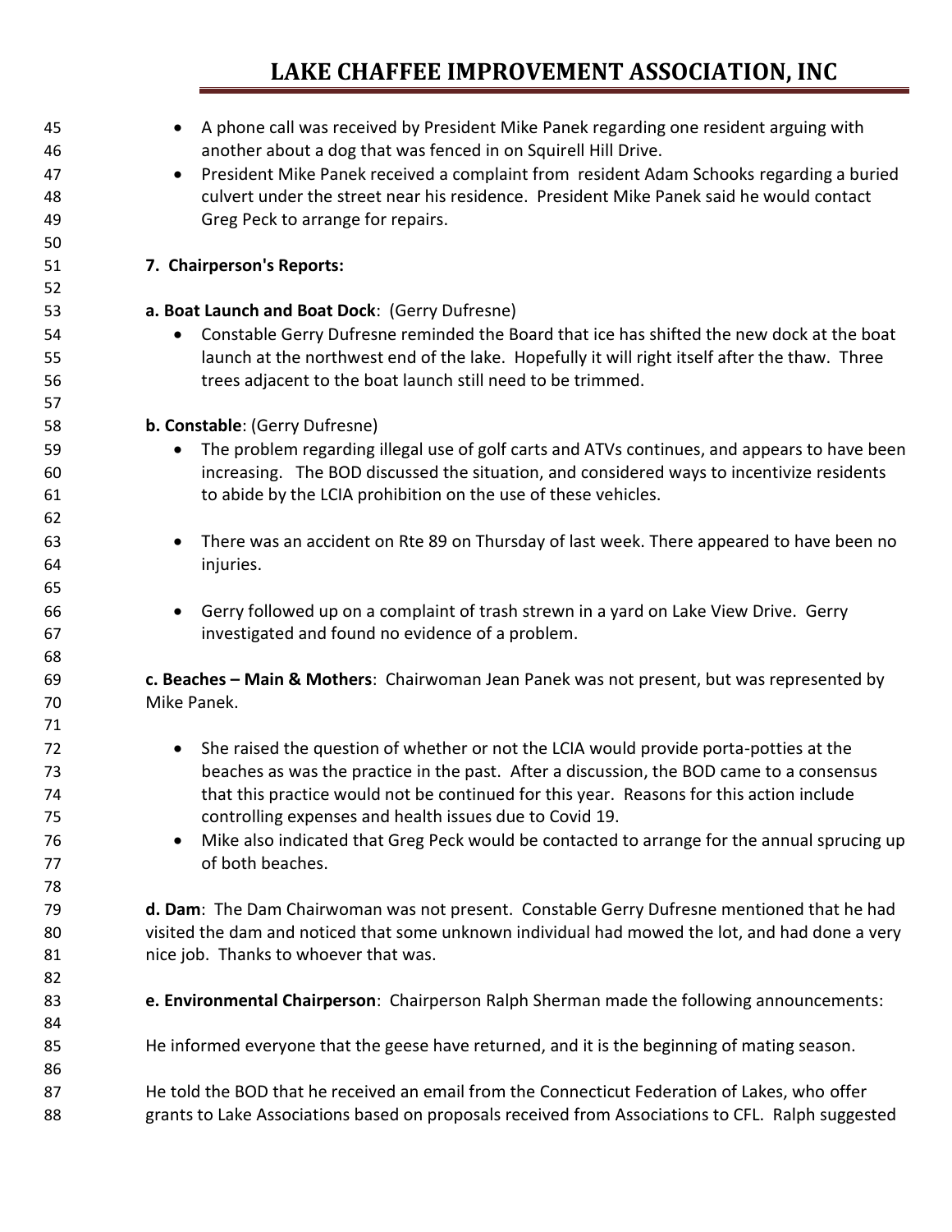- A phone call was received by President Mike Panek regarding one resident arguing with another about a dog that was fenced in on Squirell Hill Drive.
- President Mike Panek received a complaint from resident Adam Schooks regarding a buried culvert under the street near his residence. President Mike Panek said he would contact Greg Peck to arrange for repairs.

**7. Chairperson's Reports:**

**a. Boat Launch and Boat Dock**: (Gerry Dufresne)

- Constable Gerry Dufresne reminded the Board that ice has shifted the new dock at the boat launch at the northwest end of the lake. Hopefully it will right itself after the thaw. Three trees adjacent to the boat launch still need to be trimmed.

**b. Constable**: (Gerry Dufresne)

- The problem regarding illegal use of golf carts and ATVs continues, and appears to have been increasing. The BOD discussed the situation, and considered ways to incentivize residents to abide by the LCIA prohibition on the use of these vehicles.

- There was an accident on Rte 89 on Thursday of last week. There appeared to have been no injuries.

- Gerry followed up on a complaint of trash strewn in a yard on Lake View Drive. Gerry investigated and found no evidence of a problem.

**c. Beaches – Main & Mothers**: Chairwoman Jean Panek was not present, but was represented by Mike Panek.

- She raised the question of whether or not the LCIA would provide porta-potties at the beaches as was the practice in the past. After a discussion, the BOD came to a consensus that this practice would not be continued for this year. Reasons for this action include controlling expenses and health issues due to Covid 19.
- Mike also indicated that Greg Peck would be contacted to arrange for the annual sprucing up of both beaches.

**d. Dam**: The Dam Chairwoman was not present. Constable Gerry Dufresne mentioned that he had visited the dam and noticed that some unknown individual had mowed the lot, and had done a very nice job. Thanks to whoever that was.

**e. Environmental Chairperson**: Chairperson Ralph Sherman made the following announcements:

He informed everyone that the geese have returned, and it is the beginning of mating season.

He told the BOD that he received an email from the Connecticut Federation of Lakes, who offer grants to Lake Associations based on proposals received from Associations to CFL. Ralph suggested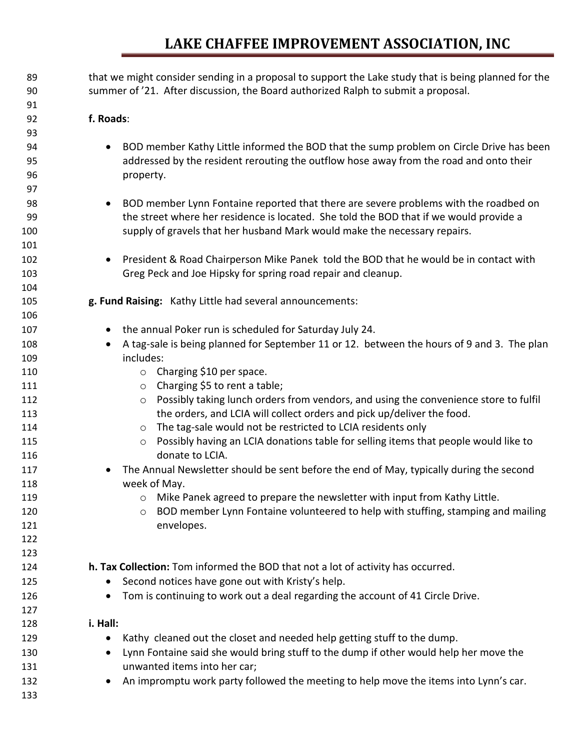that we might consider sending in a proposal to support the Lake study that is being planned for the summer of '21. After discussion, the Board authorized Ralph to submit a proposal.

**f. Roads**:

- BOD member Kathy Little informed the BOD that the sump problem on Circle Drive has been addressed by the resident rerouting the outflow hose away from the road and onto their property.

- BOD member Lynn Fontaine reported that there are severe problems with the roadbed on the street where her residence is located. She told the BOD that if we would provide a supply of gravels that her husband Mark would make the necessary repairs.

- President & Road Chairperson Mike Panek told the BOD that he would be in contact with Greg Peck and Joe Hipsky for spring road repair and cleanup.

**g. Fund Raising:** Kathy Little had several announcements:

- the annual Poker run is scheduled for Saturday July 24.
- A tag-sale is being planned for September 11 or 12. between the hours of 9 and 3. The plan includes:
  - Charging $10 per space.
  - Charging $5 to rent a table;
  - Possibly taking lunch orders from vendors, and using the convenience store to fulfil the orders, and LCIA will collect orders and pick up/deliver the food.
  - The tag-sale would not be restricted to LCIA residents only
  - Possibly having an LCIA donations table for selling items that people would like to donate to LCIA.
- The Annual Newsletter should be sent before the end of May, typically during the second week of May.
  - Mike Panek agreed to prepare the newsletter with input from Kathy Little.
  - BOD member Lynn Fontaine volunteered to help with stuffing, stamping and mailing envelopes.

**h. Tax Collection:** Tom informed the BOD that not a lot of activity has occurred.

- Second notices have gone out with Kristy's help.
- Tom is continuing to work out a deal regarding the account of 41 Circle Drive.

**i. Hall:**

- Kathy cleaned out the closet and needed help getting stuff to the dump.
- Lynn Fontaine said she would bring stuff to the dump if other would help her move the unwanted items into her car;
- An impromptu work party followed the meeting to help move the items into Lynn's car.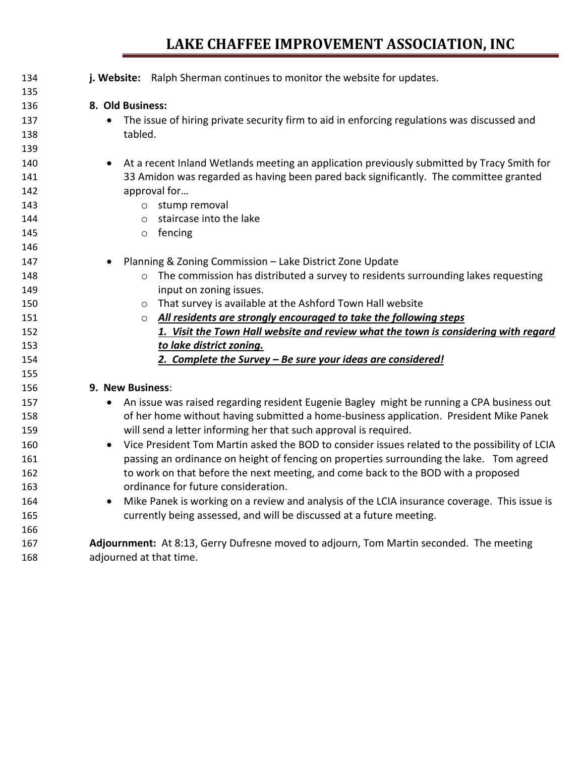**j. Website:** Ralph Sherman continues to monitor the website for updates.

**8. Old Business:**

- The issue of hiring private security firm to aid in enforcing regulations was discussed and tabled.

- At a recent Inland Wetlands meeting an application previously submitted by Tracy Smith for 33 Amidon was regarded as having been pared back significantly. The committee granted approval for…
  - stump removal
  - staircase into the lake
  - fencing

- Planning & Zoning Commission – Lake District Zone Update
  - The commission has distributed a survey to residents surrounding lakes requesting input on zoning issues.
  - That survey is available at the Ashford Town Hall website
  - ***All residents are strongly encouraged to take the following steps***
    ***1. Visit the Town Hall website and review what the town is considering with regard to lake district zoning.***
    ***2. Complete the Survey – Be sure your ideas are considered!***

**9. New Business**:

- An issue was raised regarding resident Eugenie Bagley might be running a CPA business out of her home without having submitted a home-business application. President Mike Panek will send a letter informing her that such approval is required.
- Vice President Tom Martin asked the BOD to consider issues related to the possibility of LCIA passing an ordinance on height of fencing on properties surrounding the lake. Tom agreed to work on that before the next meeting, and come back to the BOD with a proposed ordinance for future consideration.
- Mike Panek is working on a review and analysis of the LCIA insurance coverage. This issue is currently being assessed, and will be discussed at a future meeting.

**Adjournment:** At 8:13, Gerry Dufresne moved to adjourn, Tom Martin seconded. The meeting adjourned at that time.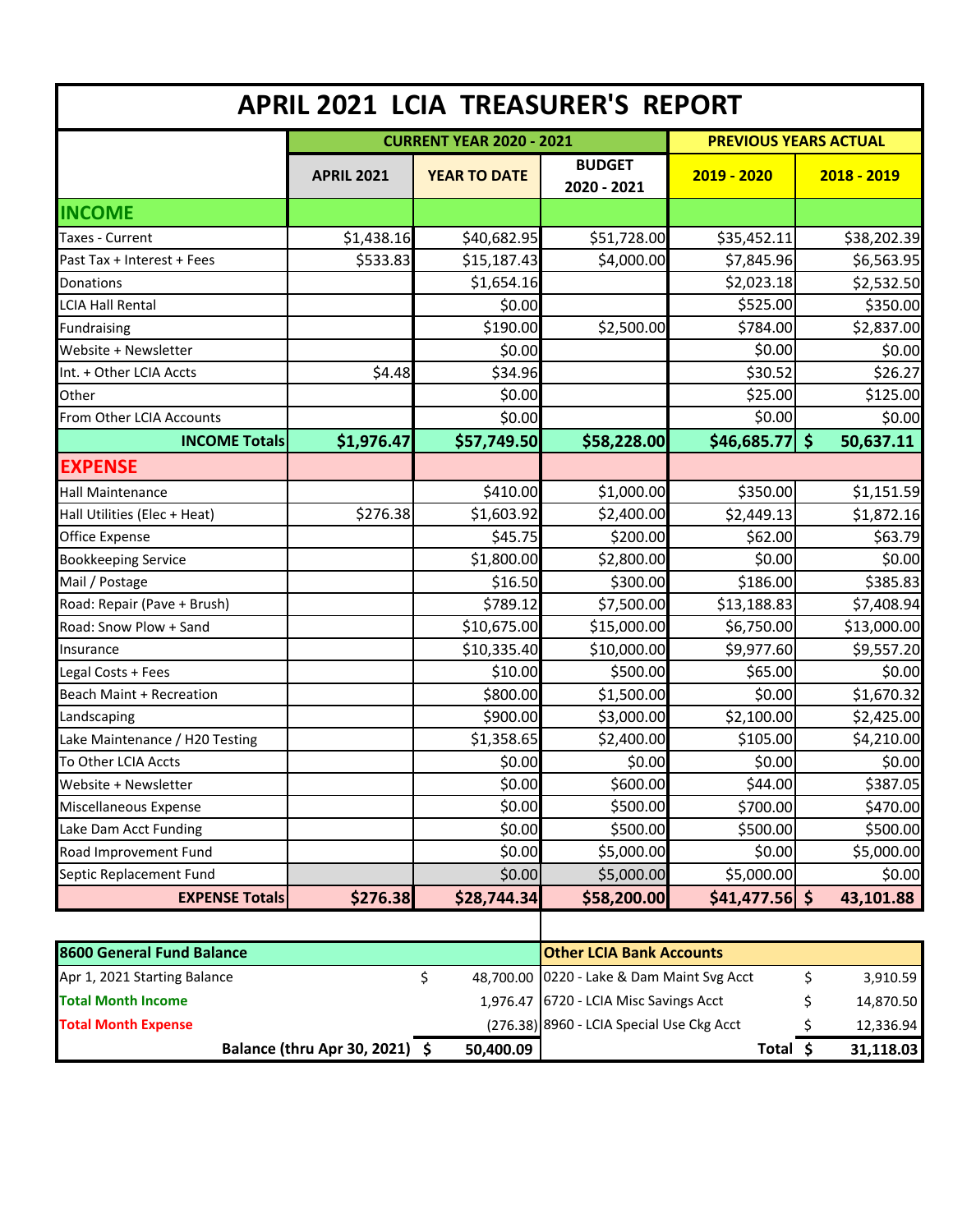# APRIL 2021 LCIA TREASURER'S REPORT

| | CURRENT YEAR 2020 - 2021 | | | PREVIOUS YEARS ACTUAL | |
|---|---|---|---|---|---|
| | APRIL 2021 | YEAR TO DATE | BUDGET 2020 - 2021 | 2019 - 2020 | 2018 - 2019 |
| **INCOME** | | | | | |
| Taxes - Current | $1,438.16 | $40,682.95 | $51,728.00 | $35,452.11 | $38,202.39 |
| Past Tax + Interest + Fees | $533.83 | $15,187.43 | $4,000.00 | $7,845.96 | $6,563.95 |
| Donations | | $1,654.16 | | $2,023.18 | $2,532.50 |
| LCIA Hall Rental | | $0.00 | | $525.00 | $350.00 |
| Fundraising | | $190.00 | $2,500.00 | $784.00 | $2,837.00 |
| Website + Newsletter | | $0.00 | | $0.00 | $0.00 |
| Int. + Other LCIA Accts | $4.48 | $34.96 | | $30.52 | $26.27 |
| Other | | $0.00 | | $25.00 | $125.00 |
| From Other LCIA Accounts | | $0.00 | | $0.00 | $0.00 |
| **INCOME Totals** | **$1,976.47** | **$57,749.50** | **$58,228.00** | **$46,685.77** | **$ 50,637.11** |
| **EXPENSE** | | | | | |
| Hall Maintenance | | $410.00 | $1,000.00 | $350.00 | $1,151.59 |
| Hall Utilities (Elec + Heat) | $276.38 | $1,603.92 | $2,400.00 | $2,449.13 | $1,872.16 |
| Office Expense | | $45.75 | $200.00 | $62.00 | $63.79 |
| Bookkeeping Service | | $1,800.00 | $2,800.00 | $0.00 | $0.00 |
| Mail / Postage | | $16.50 | $300.00 | $186.00 | $385.83 |
| Road: Repair (Pave + Brush) | | $789.12 | $7,500.00 | $13,188.83 | $7,408.94 |
| Road: Snow Plow + Sand | | $10,675.00 | $15,000.00 | $6,750.00 | $13,000.00 |
| Insurance | | $10,335.40 | $10,000.00 | $9,977.60 | $9,557.20 |
| Legal Costs + Fees | | $10.00 | $500.00 | $65.00 | $0.00 |
| Beach Maint + Recreation | | $800.00 | $1,500.00 | $0.00 | $1,670.32 |
| Landscaping | | $900.00 | $3,000.00 | $2,100.00 | $2,425.00 |
| Lake Maintenance / H20 Testing | | $1,358.65 | $2,400.00 | $105.00 | $4,210.00 |
| To Other LCIA Accts | | $0.00 | $0.00 | $0.00 | $0.00 |
| Website + Newsletter | | $0.00 | $600.00 | $44.00 | $387.05 |
| Miscellaneous Expense | | $0.00 | $500.00 | $700.00 | $470.00 |
| Lake Dam Acct Funding | | $0.00 | $500.00 | $500.00 | $500.00 |
| Road Improvement Fund | | $0.00 | $5,000.00 | $0.00 | $5,000.00 |
| Septic Replacement Fund | | $0.00 | $5,000.00 | $5,000.00 | $0.00 |
| **EXPENSE Totals** | **$276.38** | **$28,744.34** | **$58,200.00** | **$41,477.56** | **$ 43,101.88** |

| 8600 General Fund Balance | | |
|---|---|---|
| Apr 1, 2021 Starting Balance | $ | 48,700.00 |
| **Total Month Income** | | 1,976.47 |
| **Total Month Expense** | | (276.38) |
| **Balance (thru Apr 30, 2021)** | **$** | **50,400.09** |

| Other LCIA Bank Accounts | | |
|---|---|---|
| 0220 - Lake & Dam Maint Svg Acct | $ | 3,910.59 |
| 6720 - LCIA Misc Savings Acct | $ | 14,870.50 |
| 8960 - LCIA Special Use Ckg Acct | $ | 12,336.94 |
| **Total** | **$** | **31,118.03** |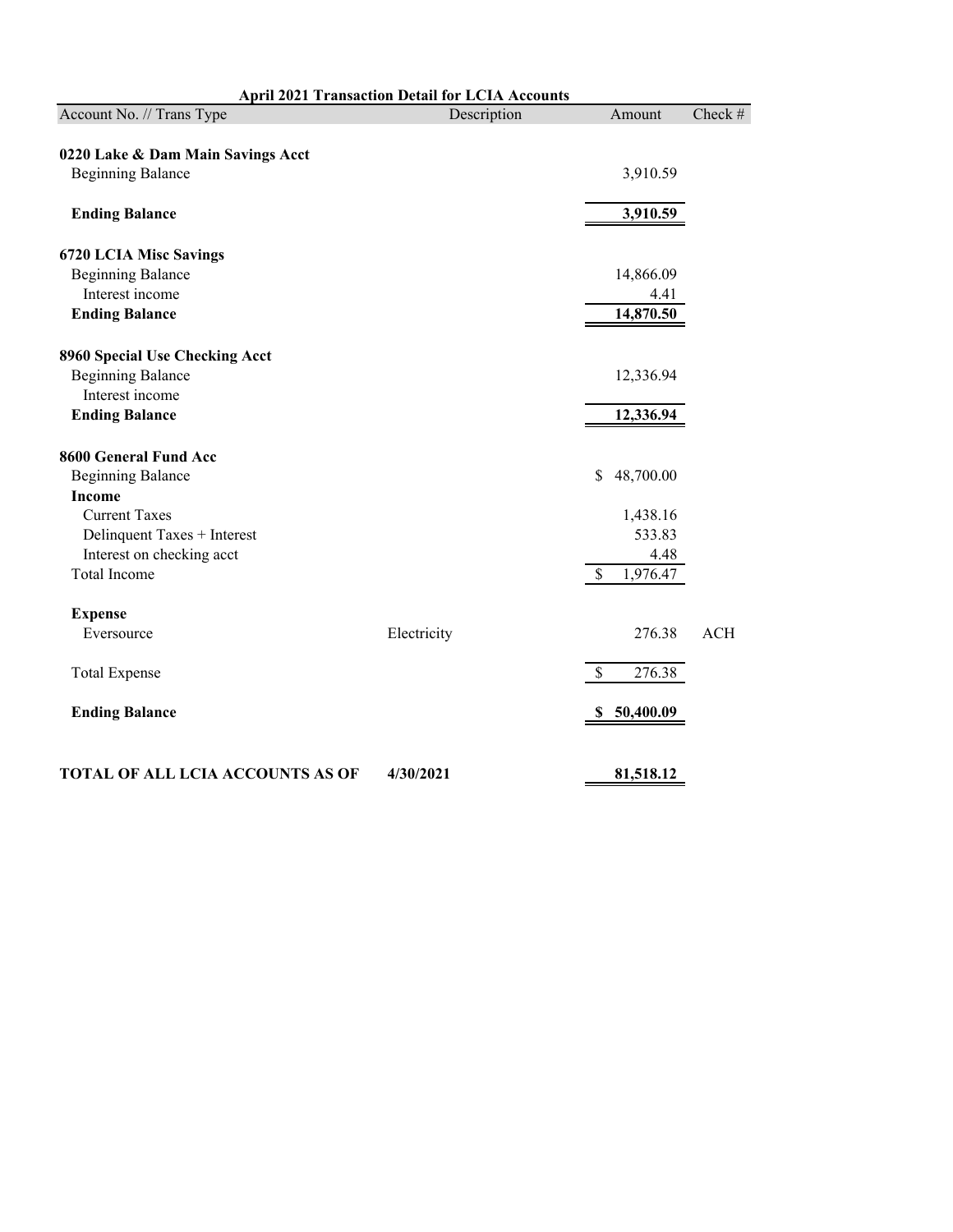**April 2021 Transaction Detail for LCIA Accounts**

| Account No. // Trans Type | Description | Amount | Check # |
|---|---|---|---|
| **0220 Lake & Dam Main Savings Acct** | | | |
| Beginning Balance | | 3,910.59 | |
| **Ending Balance** | | **3,910.59** | |
| **6720 LCIA Misc Savings** | | | |
| Beginning Balance | | 14,866.09 | |
| Interest income | | 4.41 | |
| **Ending Balance** | | **14,870.50** | |
| **8960 Special Use Checking Acct** | | | |
| Beginning Balance | | 12,336.94 | |
| Interest income | | | |
| **Ending Balance** | | **12,336.94** | |
| **8600 General Fund Acc** | | | |
| Beginning Balance | | $ 48,700.00 | |
| **Income** | | | |
| Current Taxes | | 1,438.16 | |
| Delinquent Taxes + Interest | | 533.83 | |
| Interest on checking acct | | 4.48 | |
| Total Income | | $ 1,976.47 | |
| **Expense** | | | |
| Eversource | Electricity | 276.38 | ACH |
| Total Expense | | $ 276.38 | |
| **Ending Balance** | | **$ 50,400.09** | |
| **TOTAL OF ALL LCIA ACCOUNTS AS OF** | **4/30/2021** | **81,518.12** | |